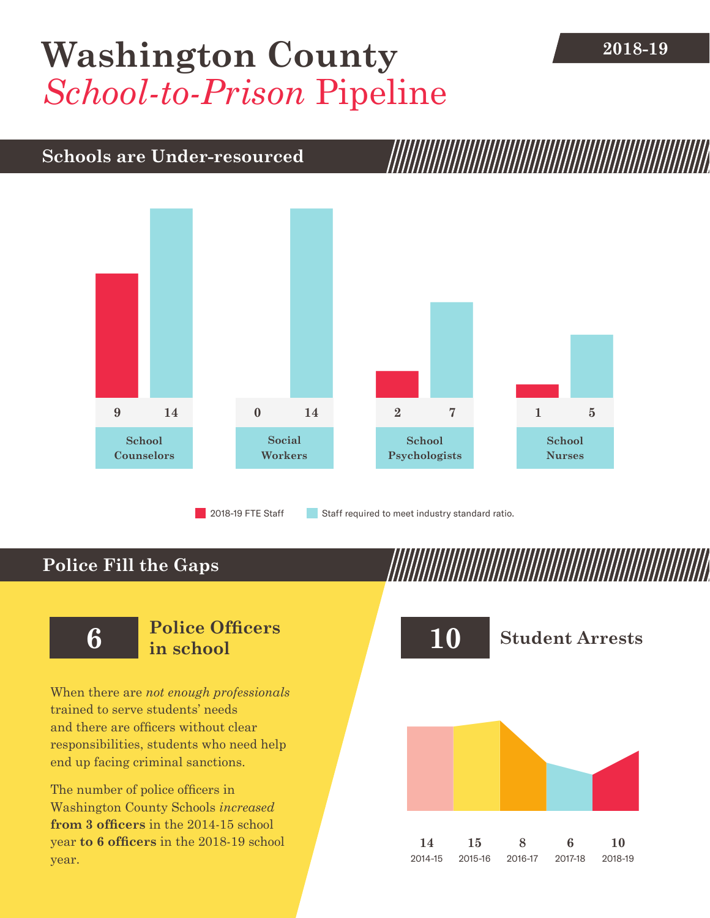# Washington County *School-to-Prison* Pipeline

**2018-19**

## Schools are Under-resourced

| | 2018-19 FTE Staff | Staff required to meet industry standard ratio. |
|---|---|---|
| School Counselors | 9 | 14 |
| Social Workers | 0 | 14 |
| School Psychologists | 2 | 7 |
| School Nurses | 1 | 5 |

## Police Fill the Gaps

**6** **Police Officers in school**

When there are *not enough professionals* trained to serve students' needs and there are officers without clear responsibilities, students who need help end up facing criminal sanctions.

The number of police officers in Washington County Schools *increased* **from 3 officers** in the 2014-15 school year **to 6 officers** in the 2018-19 school year.

**10** **Student Arrests**

| 2014-15 | 2015-16 | 2016-17 | 2017-18 | 2018-19 |
|---|---|---|---|---|
| 14 | 15 | 8 | 6 | 10 |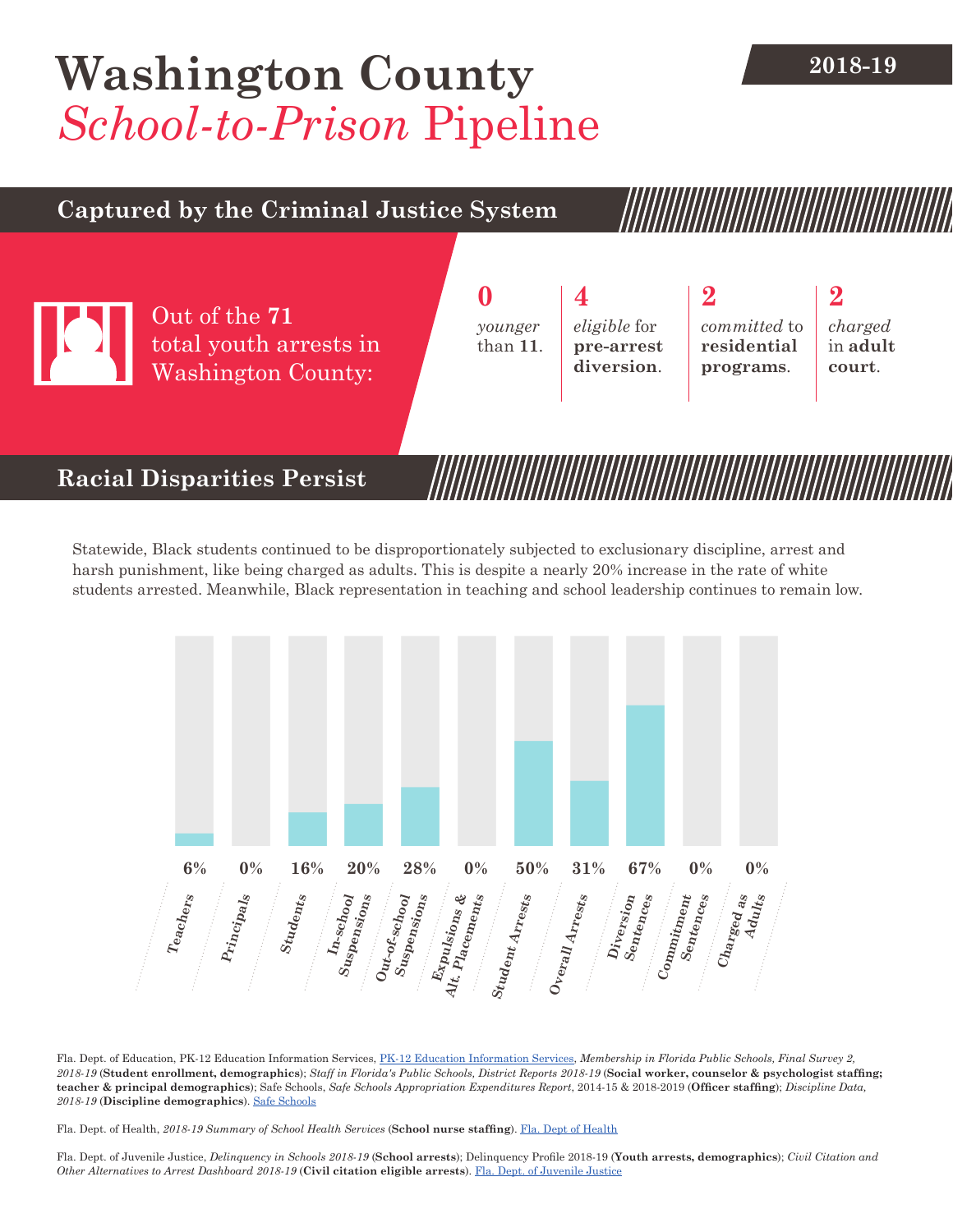# Washington County

## *School-to-Prison* Pipeline

2018-19

## Captured by the Criminal Justice System

Out of the **71** total youth arrests in Washington County:

**0** *younger* than **11**.

**4** *eligible* for **pre-arrest diversion**.

**2** *committed* to **residential programs**.

**2** *charged* in **adult court**.

## Racial Disparities Persist

Statewide, Black students continued to be disproportionately subjected to exclusionary discipline, arrest and harsh punishment, like being charged as adults. This is despite a nearly 20% increase in the rate of white students arrested. Meanwhile, Black representation in teaching and school leadership continues to remain low.

6% Teachers
0% Principals
16% Students
20% In-school Suspensions
28% Out-of-school Suspensions
0% Expulsions & Alt. Placements
50% Student Arrests
31% Overall Arrests
67% Diversion Sentences
0% Commitment Sentences
0% Charged as Adults

Fla. Dept. of Education, PK-12 Education Information Services, PK-12 Education Information Services, *Membership in Florida Public Schools, Final Survey 2, 2018-19* (**Student enrollment, demographics**); *Staff in Florida's Public Schools, District Reports 2018-19* (**Social worker, counselor & psychologist staffing; teacher & principal demographics**); Safe Schools, *Safe Schools Appropriation Expenditures Report*, 2014-15 & 2018-2019 (**Officer staffing**); *Discipline Data, 2018-19* (**Discipline demographics**). Safe Schools

Fla. Dept. of Health, *2018-19 Summary of School Health Services* (**School nurse staffing**). Fla. Dept of Health

Fla. Dept. of Juvenile Justice, *Delinquency in Schools 2018-19* (**School arrests**); Delinquency Profile 2018-19 (**Youth arrests, demographics**); *Civil Citation and Other Alternatives to Arrest Dashboard 2018-19* (**Civil citation eligible arrests**). Fla. Dept. of Juvenile Justice